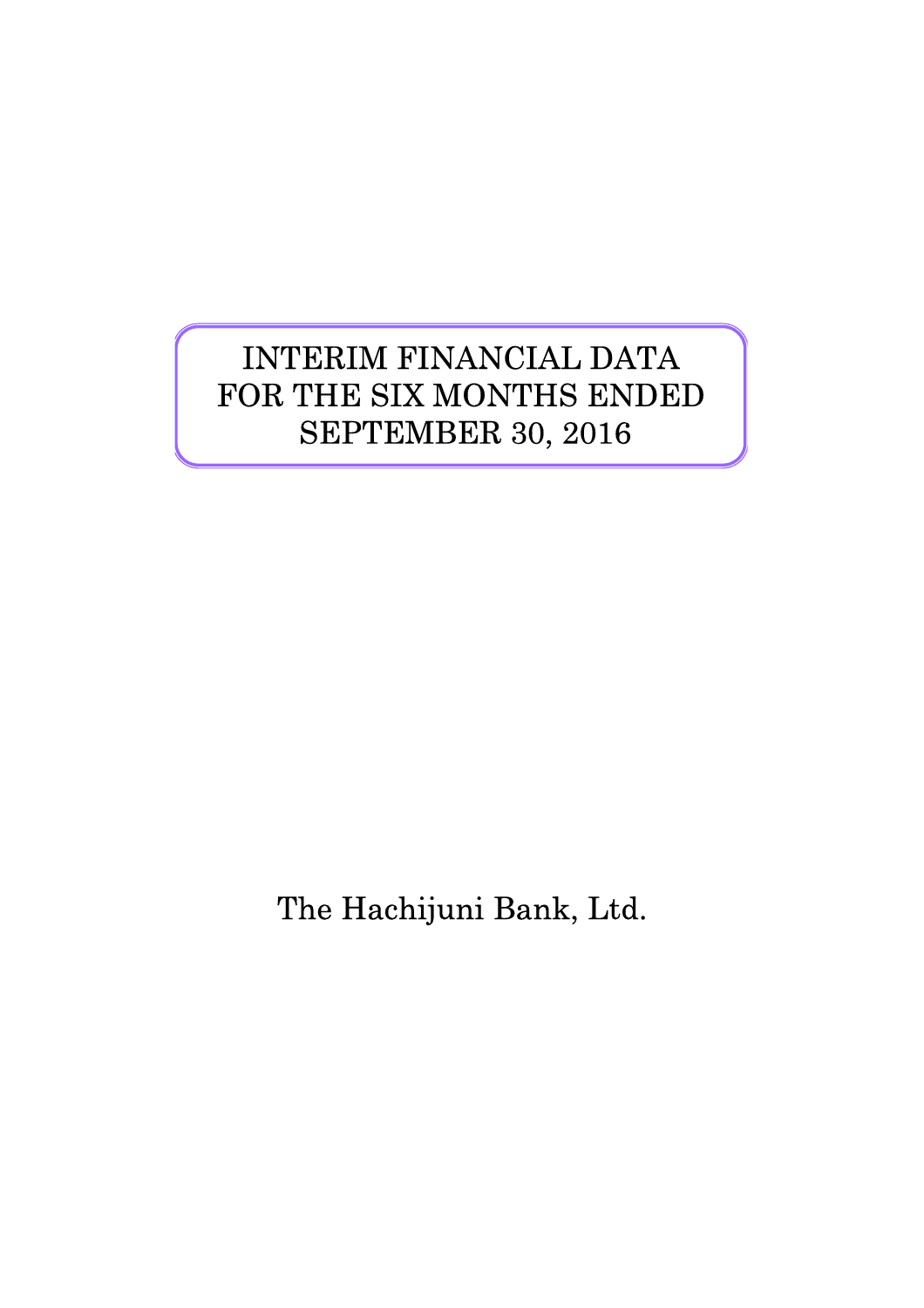# INTERIM FINANCIAL DATA FOR THE SIX MONTHS ENDED SEPTEMBER 30, 2016

The Hachijuni Bank, Ltd.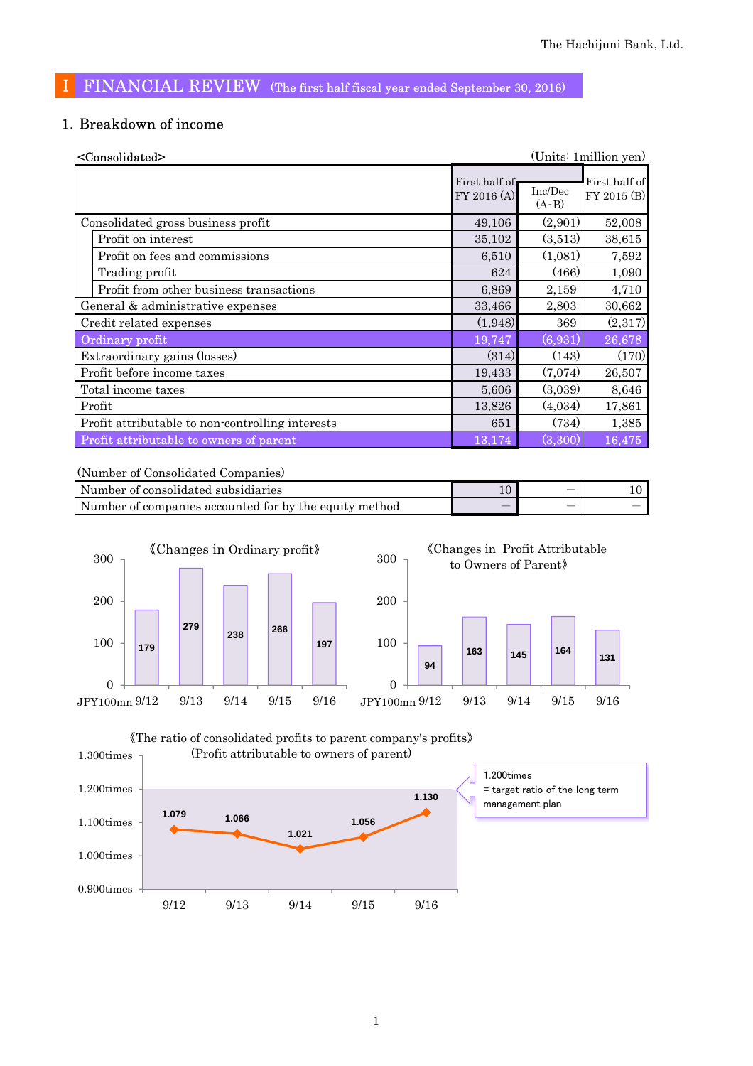# Ⅰ FINANCIAL REVIEW (The first half fiscal year ended September 30, 2016)

## 1. Breakdown of income

<Consolidated> (Units: 1million yen)

| | First half of FY 2016 (A) | Inc/Dec (A-B) | First half of FY 2015 (B) |
|---|---|---|---|
| Consolidated gross business profit | 49,106 | (2,901) | 52,008 |
| Profit on interest | 35,102 | (3,513) | 38,615 |
| Profit on fees and commissions | 6,510 | (1,081) | 7,592 |
| Trading profit | 624 | (466) | 1,090 |
| Profit from other business transactions | 6,869 | 2,159 | 4,710 |
| General & administrative expenses | 33,466 | 2,803 | 30,662 |
| Credit related expenses | (1,948) | 369 | (2,317) |
| Ordinary profit | 19,747 | (6,931) | 26,678 |
| Extraordinary gains (losses) | (314) | (143) | (170) |
| Profit before income taxes | 19,433 | (7,074) | 26,507 |
| Total income taxes | 5,606 | (3,039) | 8,646 |
| Profit | 13,826 | (4,034) | 17,861 |
| Profit attributable to non-controlling interests | 651 | (734) | 1,385 |
| Profit attributable to owners of parent | 13,174 | (3,300) | 16,475 |

(Number of Consolidated Companies)

| | First half of FY 2016 (A) | Inc/Dec (A-B) | First half of FY 2015 (B) |
|---|---|---|---|
| Number of consolidated subsidiaries | 10 | — | 10 |
| Number of companies accounted for by the equity method | — | — | — |

《Changes in Ordinary profit》 (JPY100mn)

| 9/12 | 9/13 | 9/14 | 9/15 | 9/16 |
|---|---|---|---|---|
| 179 | 279 | 238 | 266 | 197 |

《Changes in Profit Attributable to Owners of Parent》 (JPY100mn)

| 9/12 | 9/13 | 9/14 | 9/15 | 9/16 |
|---|---|---|---|---|
| 94 | 163 | 145 | 164 | 131 |

《The ratio of consolidated profits to parent company's profits》
(Profit attributable to owners of parent)

| 9/12 | 9/13 | 9/14 | 9/15 | 9/16 |
|---|---|---|---|---|
| 1.079 | 1.066 | 1.021 | 1.056 | 1.130 |

1.200times = target ratio of the long term management plan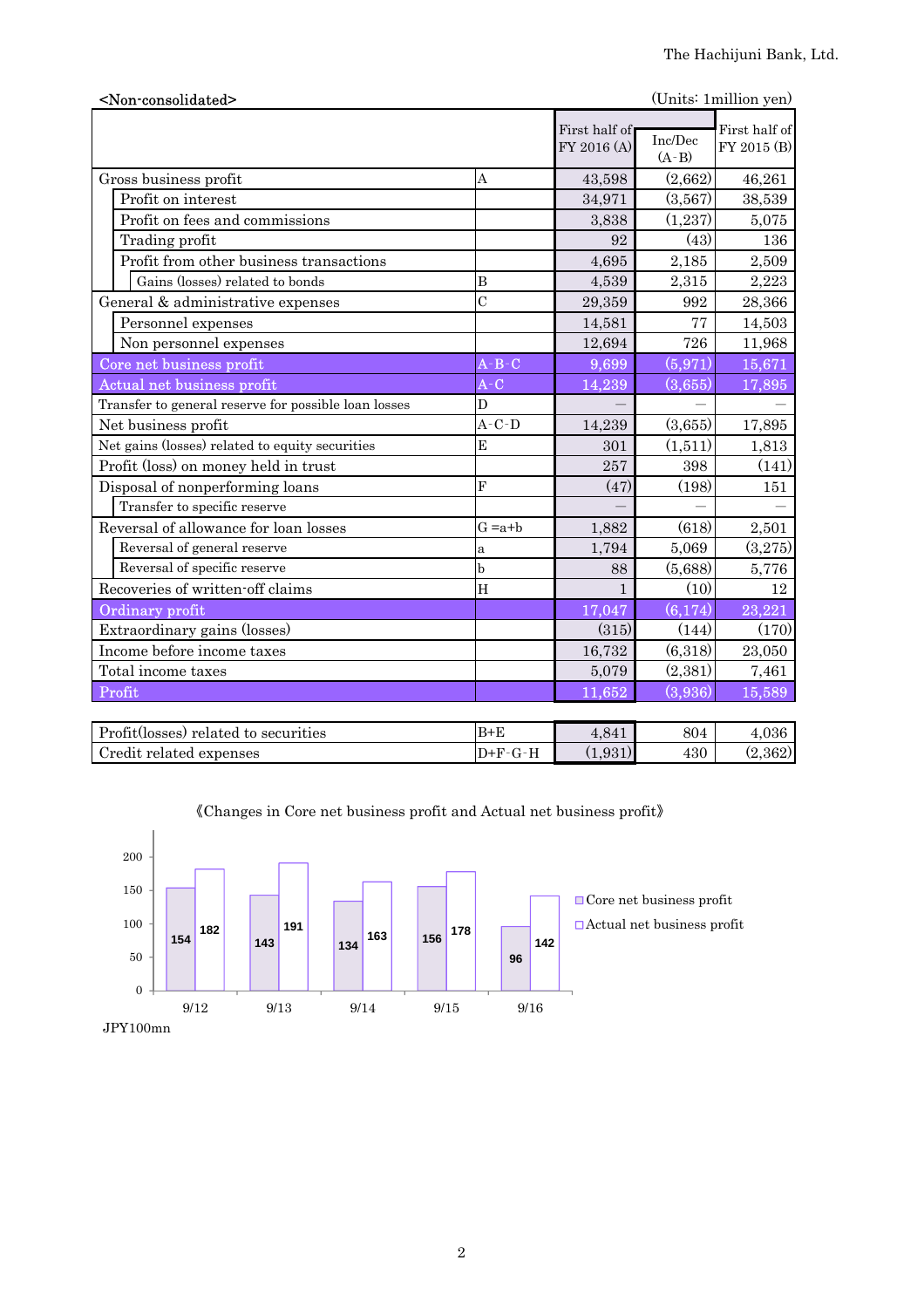<Non-consolidated>

(Units: 1million yen)

| | | First half of FY 2016 (A) | Inc/Dec (A-B) | First half of FY 2015 (B) |
|---|---|---|---|---|
| Gross business profit | A | 43,598 | (2,662) | 46,261 |
| Profit on interest | | 34,971 | (3,567) | 38,539 |
| Profit on fees and commissions | | 3,838 | (1,237) | 5,075 |
| Trading profit | | 92 | (43) | 136 |
| Profit from other business transactions | | 4,695 | 2,185 | 2,509 |
| Gains (losses) related to bonds | B | 4,539 | 2,315 | 2,223 |
| General & administrative expenses | C | 29,359 | 992 | 28,366 |
| Personnel expenses | | 14,581 | 77 | 14,503 |
| Non personnel expenses | | 12,694 | 726 | 11,968 |
| Core net business profit | A-B-C | 9,699 | (5,971) | 15,671 |
| Actual net business profit | A-C | 14,239 | (3,655) | 17,895 |
| Transfer to general reserve for possible loan losses | D | — | — | — |
| Net business profit | A-C-D | 14,239 | (3,655) | 17,895 |
| Net gains (losses) related to equity securities | E | 301 | (1,511) | 1,813 |
| Profit (loss) on money held in trust | | 257 | 398 | (141) |
| Disposal of nonperforming loans | F | (47) | (198) | 151 |
| Transfer to specific reserve | | — | — | — |
| Reversal of allowance for loan losses | G =a+b | 1,882 | (618) | 2,501 |
| Reversal of general reserve | a | 1,794 | 5,069 | (3,275) |
| Reversal of specific reserve | b | 88 | (5,688) | 5,776 |
| Recoveries of written-off claims | H | 1 | (10) | 12 |
| Ordinary profit | | 17,047 | (6,174) | 23,221 |
| Extraordinary gains (losses) | | (315) | (144) | (170) |
| Income before income taxes | | 16,732 | (6,318) | 23,050 |
| Total income taxes | | 5,079 | (2,381) | 7,461 |
| Profit | | 11,652 | (3,936) | 15,589 |

| | | | | |
|---|---|---|---|---|
| Profit(losses) related to securities | B+E | 4,841 | 804 | 4,036 |
| Credit related expenses | D+F-G-H | (1,931) | 430 | (2,362) |

《Changes in Core net business profit and Actual net business profit》

| JPY100mn | 9/12 | 9/13 | 9/14 | 9/15 | 9/16 |
|---|---|---|---|---|---|
| Core net business profit | 154 | 143 | 134 | 156 | 96 |
| Actual net business profit | 182 | 191 | 163 | 178 | 142 |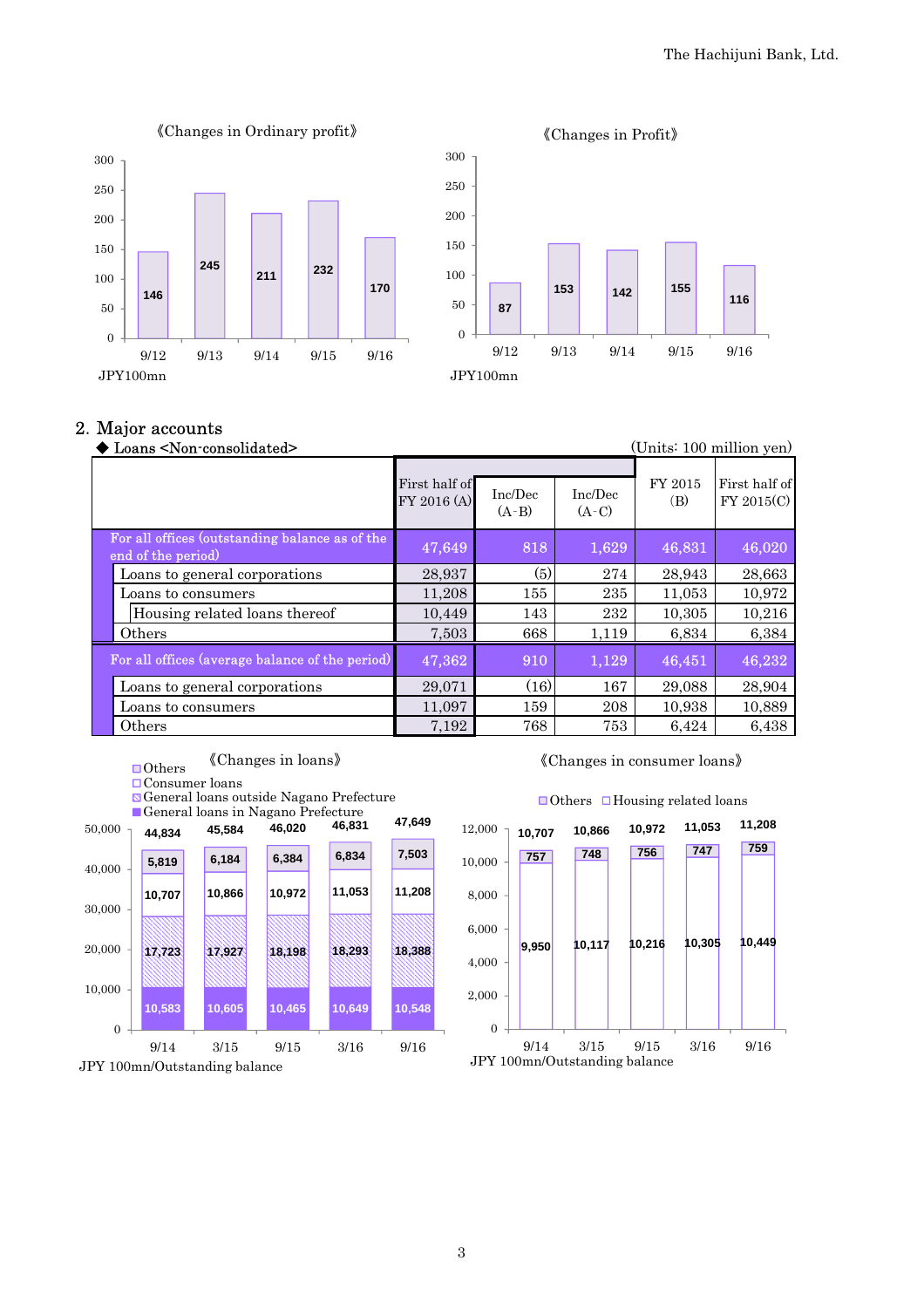《Changes in Ordinary profit》

| | 9/12 | 9/13 | 9/14 | 9/15 | 9/16 |
|---|---|---|---|---|---|
| Ordinary profit (JPY100mn) | 146 | 245 | 211 | 232 | 170 |

《Changes in Profit》

| | 9/12 | 9/13 | 9/14 | 9/15 | 9/16 |
|---|---|---|---|---|---|
| Profit (JPY100mn) | 87 | 153 | 142 | 155 | 116 |

## 2. Major accounts

◆ Loans <Non-consolidated>

(Units: 100 million yen)

| | First half of FY 2016 (A) | Inc/Dec (A-B) | Inc/Dec (A-C) | FY 2015 (B) | First half of FY 2015(C) |
|---|---|---|---|---|---|
| For all offices (outstanding balance as of the end of the period) | 47,649 | 818 | 1,629 | 46,831 | 46,020 |
| Loans to general corporations | 28,937 | (5) | 274 | 28,943 | 28,663 |
| Loans to consumers | 11,208 | 155 | 235 | 11,053 | 10,972 |
| Housing related loans thereof | 10,449 | 143 | 232 | 10,305 | 10,216 |
| Others | 7,503 | 668 | 1,119 | 6,834 | 6,384 |
| For all offices (average balance of the period) | 47,362 | 910 | 1,129 | 46,451 | 46,232 |
| Loans to general corporations | 29,071 | (16) | 167 | 29,088 | 28,904 |
| Loans to consumers | 11,097 | 159 | 208 | 10,938 | 10,889 |
| Others | 7,192 | 768 | 753 | 6,424 | 6,438 |

《Changes in loans》

JPY 100mn/Outstanding balance

| | 9/14 | 3/15 | 9/15 | 3/16 | 9/16 |
|---|---|---|---|---|---|
| Others | 5,819 | 6,184 | 6,384 | 6,834 | 7,503 |
| Consumer loans | 10,707 | 10,866 | 10,972 | 11,053 | 11,208 |
| General loans outside Nagano Prefecture | 17,723 | 17,927 | 18,198 | 18,293 | 18,388 |
| General loans in Nagano Prefecture | 10,583 | 10,605 | 10,465 | 10,649 | 10,548 |
| Total | 44,834 | 45,584 | 46,020 | 46,831 | 47,649 |

《Changes in consumer loans》

JPY 100mn/Outstanding balance

| | 9/14 | 3/15 | 9/15 | 3/16 | 9/16 |
|---|---|---|---|---|---|
| Others | 757 | 748 | 756 | 747 | 759 |
| Housing related loans | 9,950 | 10,117 | 10,216 | 10,305 | 10,449 |
| Total | 10,707 | 10,866 | 10,972 | 11,053 | 11,208 |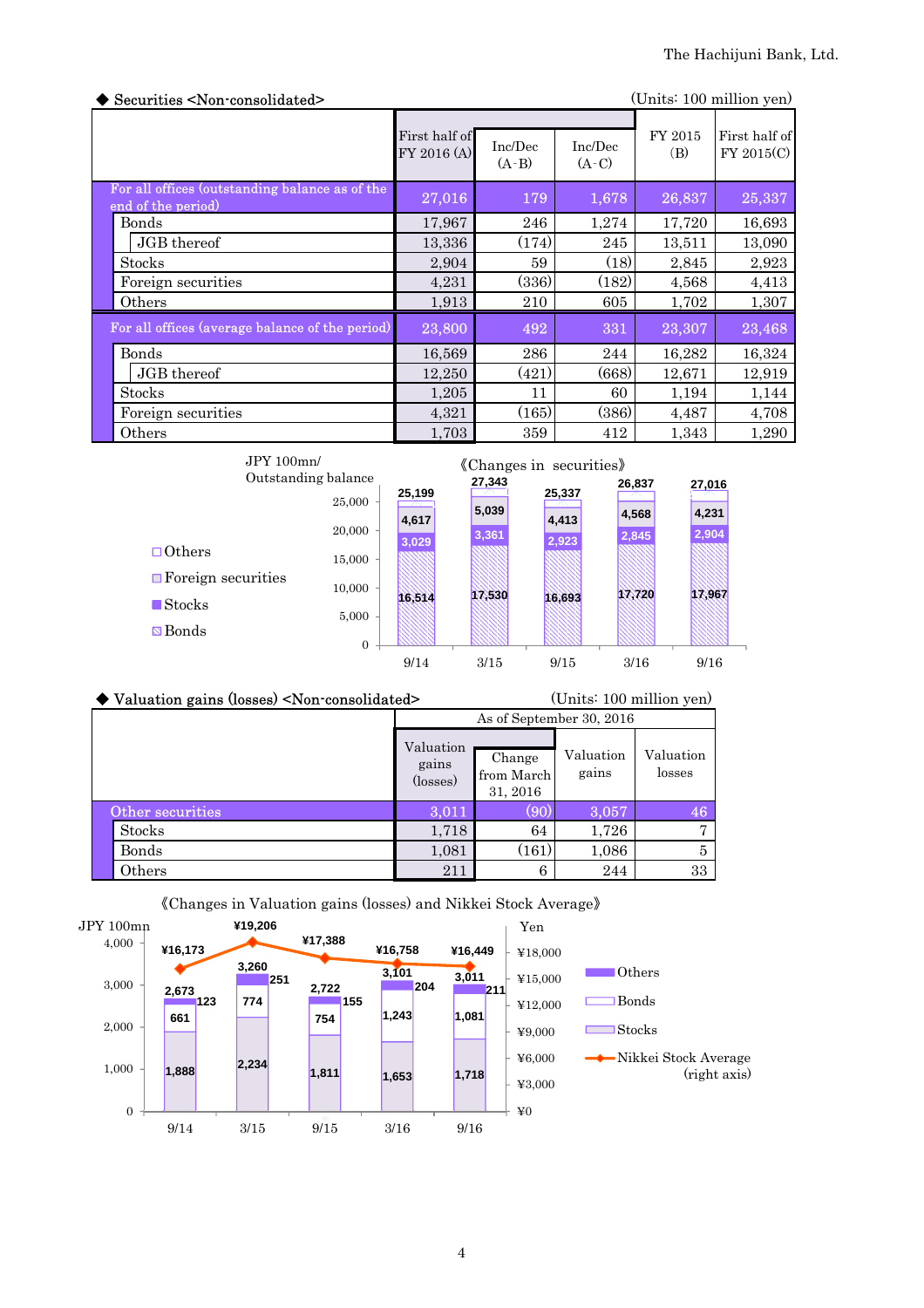◆ Securities <Non-consolidated>

(Units: 100 million yen)

| | First half of FY 2016 (A) | Inc/Dec (A-B) | Inc/Dec (A-C) | FY 2015 (B) | First half of FY 2015(C) |
|---|---|---|---|---|---|
| For all offices (outstanding balance as of the end of the period) | 27,016 | 179 | 1,678 | 26,837 | 25,337 |
| Bonds | 17,967 | 246 | 1,274 | 17,720 | 16,693 |
| JGB thereof | 13,336 | (174) | 245 | 13,511 | 13,090 |
| Stocks | 2,904 | 59 | (18) | 2,845 | 2,923 |
| Foreign securities | 4,231 | (336) | (182) | 4,568 | 4,413 |
| Others | 1,913 | 210 | 605 | 1,702 | 1,307 |
| For all offices (average balance of the period) | 23,800 | 492 | 331 | 23,307 | 23,468 |
| Bonds | 16,569 | 286 | 244 | 16,282 | 16,324 |
| JGB thereof | 12,250 | (421) | (668) | 12,671 | 12,919 |
| Stocks | 1,205 | 11 | 60 | 1,194 | 1,144 |
| Foreign securities | 4,321 | (165) | (386) | 4,487 | 4,708 |
| Others | 1,703 | 359 | 412 | 1,343 | 1,290 |

《Changes in securities》

JPY 100mn/ Outstanding balance

| | 9/14 | 3/15 | 9/15 | 3/16 | 9/16 |
|---|---|---|---|---|---|
| Total | 25,199 | 27,343 | 25,337 | 26,837 | 27,016 |
| Foreign securities | 4,617 | 5,039 | 4,413 | 4,568 | 4,231 |
| Stocks | 3,029 | 3,361 | 2,923 | 2,845 | 2,904 |
| Bonds | 16,514 | 17,530 | 16,693 | 17,720 | 17,967 |

◆ Valuation gains (losses) <Non-consolidated>

(Units: 100 million yen)

| | As of September 30, 2016 | | | |
|---|---|---|---|---|
| | Valuation gains (losses) | Change from March 31, 2016 | Valuation gains | Valuation losses |
| Other securities | 3,011 | (90) | 3,057 | 46 |
| Stocks | 1,718 | 64 | 1,726 | 7 |
| Bonds | 1,081 | (161) | 1,086 | 5 |
| Others | 211 | 6 | 244 | 33 |

《Changes in Valuation gains (losses) and Nikkei Stock Average》

JPY 100mn / Yen

| | 9/14 | 3/15 | 9/15 | 3/16 | 9/16 |
|---|---|---|---|---|---|
| Total | 2,673 | 3,260 | 2,722 | 3,101 | 3,011 |
| Others | 123 | 251 | 155 | 204 | 211 |
| Bonds | 661 | 774 | 754 | 1,243 | 1,081 |
| Stocks | 1,888 | 2,234 | 1,811 | 1,653 | 1,718 |
| Nikkei Stock Average (right axis) | ¥16,173 | ¥19,206 | ¥17,388 | ¥16,758 | ¥16,449 |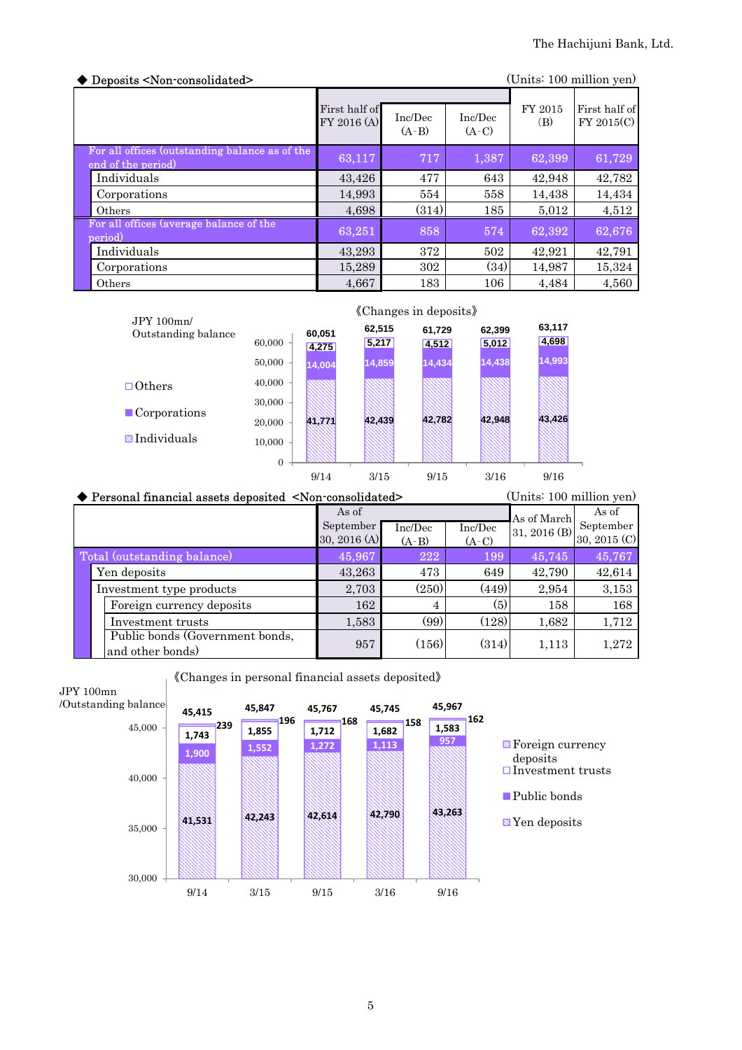◆ Deposits <Non-consolidated>

(Units: 100 million yen)

| | First half of FY 2016 (A) | Inc/Dec (A-B) | Inc/Dec (A-C) | FY 2015 (B) | First half of FY 2015(C) |
|---|---|---|---|---|---|
| For all offices (outstanding balance as of the end of the period) | 63,117 | 717 | 1,387 | 62,399 | 61,729 |
| Individuals | 43,426 | 477 | 643 | 42,948 | 42,782 |
| Corporations | 14,993 | 554 | 558 | 14,438 | 14,434 |
| Others | 4,698 | (314) | 185 | 5,012 | 4,512 |
| For all offices (average balance of the period) | 63,251 | 858 | 574 | 62,392 | 62,676 |
| Individuals | 43,293 | 372 | 502 | 42,921 | 42,791 |
| Corporations | 15,289 | 302 | (34) | 14,987 | 15,324 |
| Others | 4,667 | 183 | 106 | 4,484 | 4,560 |

《Changes in deposits》

JPY 100mn/ Outstanding balance

| | 9/14 | 3/15 | 9/15 | 3/16 | 9/16 |
|---|---|---|---|---|---|
| Others | 4,275 | 5,217 | 4,512 | 5,012 | 4,698 |
| Corporations | 14,004 | 14,859 | 14,434 | 14,438 | 14,993 |
| Individuals | 41,771 | 42,439 | 42,782 | 42,948 | 43,426 |
| Total | 60,051 | 62,515 | 61,729 | 62,399 | 63,117 |

◆ Personal financial assets deposited <Non-consolidated>

(Units: 100 million yen)

| | As of September 30, 2016 (A) | Inc/Dec (A-B) | Inc/Dec (A-C) | As of March 31, 2016 (B) | As of September 30, 2015 (C) |
|---|---|---|---|---|---|
| Total (outstanding balance) | 45,967 | 222 | 199 | 45,745 | 45,767 |
| Yen deposits | 43,263 | 473 | 649 | 42,790 | 42,614 |
| Investment type products | 2,703 | (250) | (449) | 2,954 | 3,153 |
| Foreign currency deposits | 162 | 4 | (5) | 158 | 168 |
| Investment trusts | 1,583 | (99) | (128) | 1,682 | 1,712 |
| Public bonds (Government bonds, and other bonds) | 957 | (156) | (314) | 1,113 | 1,272 |

《Changes in personal financial assets deposited》

JPY 100mn /Outstanding balance

| | 9/14 | 3/15 | 9/15 | 3/16 | 9/16 |
|---|---|---|---|---|---|
| Foreign currency deposits | 239 | 196 | 168 | 158 | 162 |
| Investment trusts | 1,743 | 1,855 | 1,712 | 1,682 | 1,583 |
| Public bonds | 1,900 | 1,552 | 1,272 | 1,113 | 957 |
| Yen deposits | 41,531 | 42,243 | 42,614 | 42,790 | 43,263 |
| Total | 45,415 | 45,847 | 45,767 | 45,745 | 45,967 |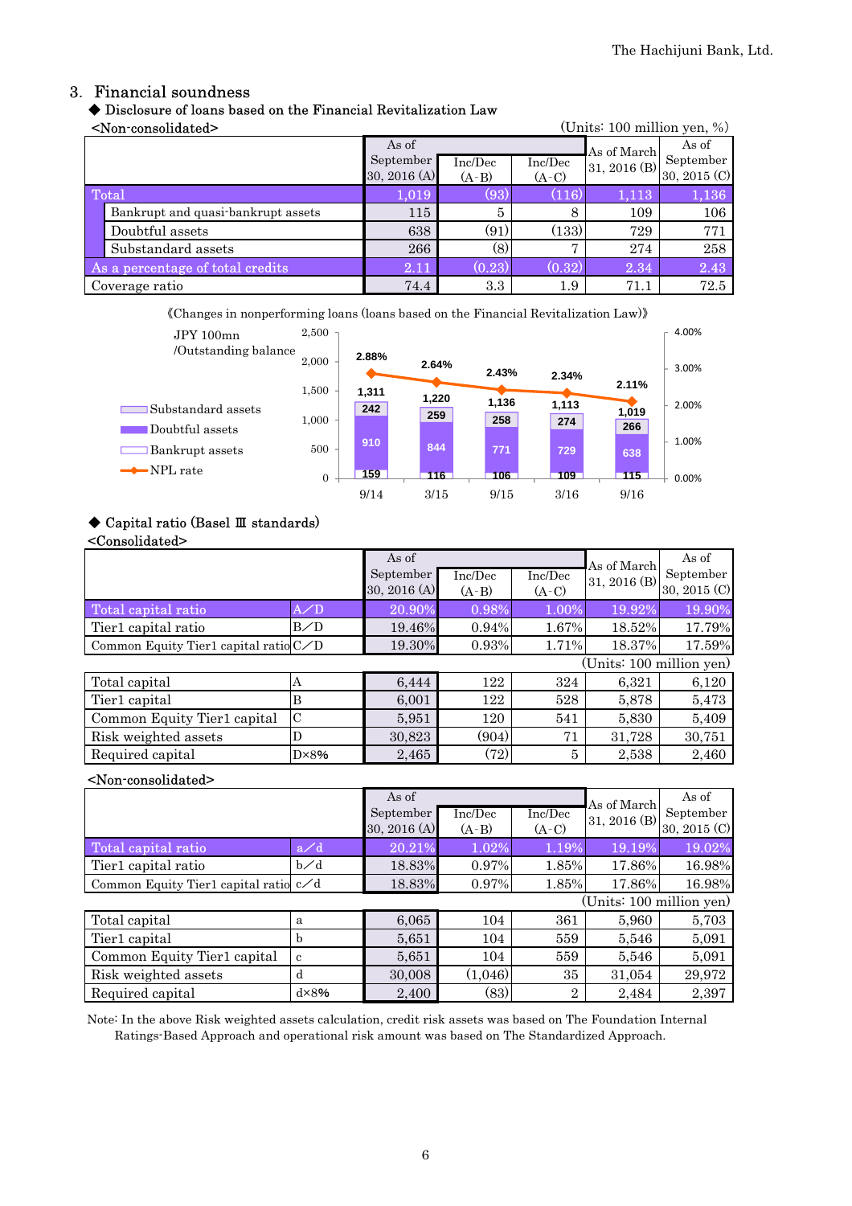## 3. Financial soundness

◆ Disclosure of loans based on the Financial Revitalization Law

<Non-consolidated>

(Units: 100 million yen, %)

| | As of September 30, 2016 (A) | Inc/Dec (A-B) | Inc/Dec (A-C) | As of March 31, 2016 (B) | As of September 30, 2015 (C) |
|---|---|---|---|---|---|
| Total | 1,019 | (93) | (116) | 1,113 | 1,136 |
| Bankrupt and quasi-bankrupt assets | 115 | 5 | 8 | 109 | 106 |
| Doubtful assets | 638 | (91) | (133) | 729 | 771 |
| Substandard assets | 266 | (8) | 7 | 274 | 258 |
| As a percentage of total credits | 2.11 | (0.23) | (0.32) | 2.34 | 2.43 |
| Coverage ratio | 74.4 | 3.3 | 1.9 | 71.1 | 72.5 |

《Changes in nonperforming loans (loans based on the Financial Revitalization Law)》

JPY 100mn /Outstanding balance

| | 9/14 | 3/15 | 9/15 | 3/16 | 9/16 |
|---|---|---|---|---|---|
| Substandard assets | 242 | 259 | 258 | 274 | 266 |
| Doubtful assets | 910 | 844 | 771 | 729 | 638 |
| Bankrupt assets | 159 | 116 | 106 | 109 | 115 |
| Total | 1,311 | 1,220 | 1,136 | 1,113 | 1,019 |
| NPL rate | 2.88% | 2.64% | 2.43% | 2.34% | 2.11% |

◆ Capital ratio (Basel Ⅲ standards)

<Consolidated>

| | | As of September 30, 2016 (A) | Inc/Dec (A-B) | Inc/Dec (A-C) | As of March 31, 2016 (B) | As of September 30, 2015 (C) |
|---|---|---|---|---|---|---|
| Total capital ratio | A／D | 20.90% | 0.98% | 1.00% | 19.92% | 19.90% |
| Tier1 capital ratio | B／D | 19.46% | 0.94% | 1.67% | 18.52% | 17.79% |
| Common Equity Tier1 capital ratio | C／D | 19.30% | 0.93% | 1.71% | 18.37% | 17.59% |

(Units: 100 million yen)

| | | As of September 30, 2016 (A) | Inc/Dec (A-B) | Inc/Dec (A-C) | As of March 31, 2016 (B) | As of September 30, 2015 (C) |
|---|---|---|---|---|---|---|
| Total capital | A | 6,444 | 122 | 324 | 6,321 | 6,120 |
| Tier1 capital | B | 6,001 | 122 | 528 | 5,878 | 5,473 |
| Common Equity Tier1 capital | C | 5,951 | 120 | 541 | 5,830 | 5,409 |
| Risk weighted assets | D | 30,823 | (904) | 71 | 31,728 | 30,751 |
| Required capital | D×8% | 2,465 | (72) | 5 | 2,538 | 2,460 |

<Non-consolidated>

| | | As of September 30, 2016 (A) | Inc/Dec (A-B) | Inc/Dec (A-C) | As of March 31, 2016 (B) | As of September 30, 2015 (C) |
|---|---|---|---|---|---|---|
| Total capital ratio | a／d | 20.21% | 1.02% | 1.19% | 19.19% | 19.02% |
| Tier1 capital ratio | b／d | 18.83% | 0.97% | 1.85% | 17.86% | 16.98% |
| Common Equity Tier1 capital ratio | c／d | 18.83% | 0.97% | 1.85% | 17.86% | 16.98% |

(Units: 100 million yen)

| | | As of September 30, 2016 (A) | Inc/Dec (A-B) | Inc/Dec (A-C) | As of March 31, 2016 (B) | As of September 30, 2015 (C) |
|---|---|---|---|---|---|---|
| Total capital | a | 6,065 | 104 | 361 | 5,960 | 5,703 |
| Tier1 capital | b | 5,651 | 104 | 559 | 5,546 | 5,091 |
| Common Equity Tier1 capital | c | 5,651 | 104 | 559 | 5,546 | 5,091 |
| Risk weighted assets | d | 30,008 | (1,046) | 35 | 31,054 | 29,972 |
| Required capital | d×8% | 2,400 | (83) | 2 | 2,484 | 2,397 |

Note: In the above Risk weighted assets calculation, credit risk assets was based on The Foundation Internal Ratings-Based Approach and operational risk amount was based on The Standardized Approach.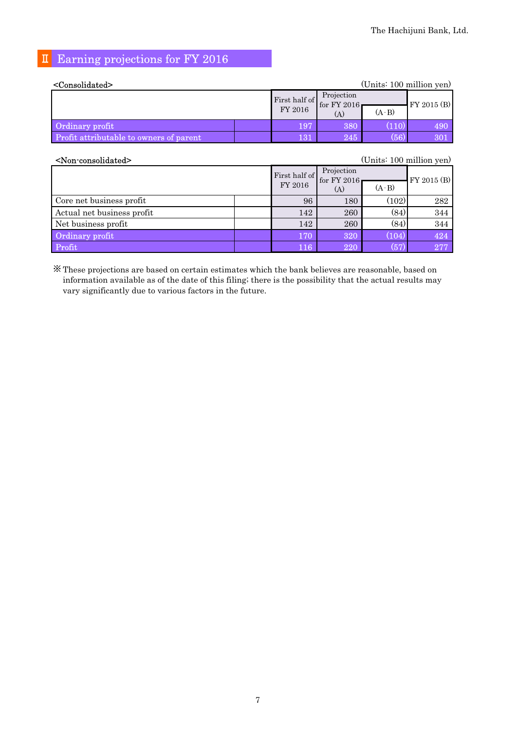## Ⅱ Earning projections for FY 2016

<Consolidated>

(Units: 100 million yen)

| | First half of FY 2016 | Projection for FY 2016 (A) | (A-B) | FY 2015 (B) |
|---|---|---|---|---|
| Ordinary profit | 197 | 380 | (110) | 490 |
| Profit attributable to owners of parent | 131 | 245 | (56) | 301 |

<Non-consolidated>

(Units: 100 million yen)

| | First half of FY 2016 | Projection for FY 2016 (A) | (A-B) | FY 2015 (B) |
|---|---|---|---|---|
| Core net business profit | 96 | 180 | (102) | 282 |
| Actual net business profit | 142 | 260 | (84) | 344 |
| Net business profit | 142 | 260 | (84) | 344 |
| Ordinary profit | 170 | 320 | (104) | 424 |
| Profit | 116 | 220 | (57) | 277 |

※ These projections are based on certain estimates which the bank believes are reasonable, based on information available as of the date of this filing; there is the possibility that the actual results may vary significantly due to various factors in the future.